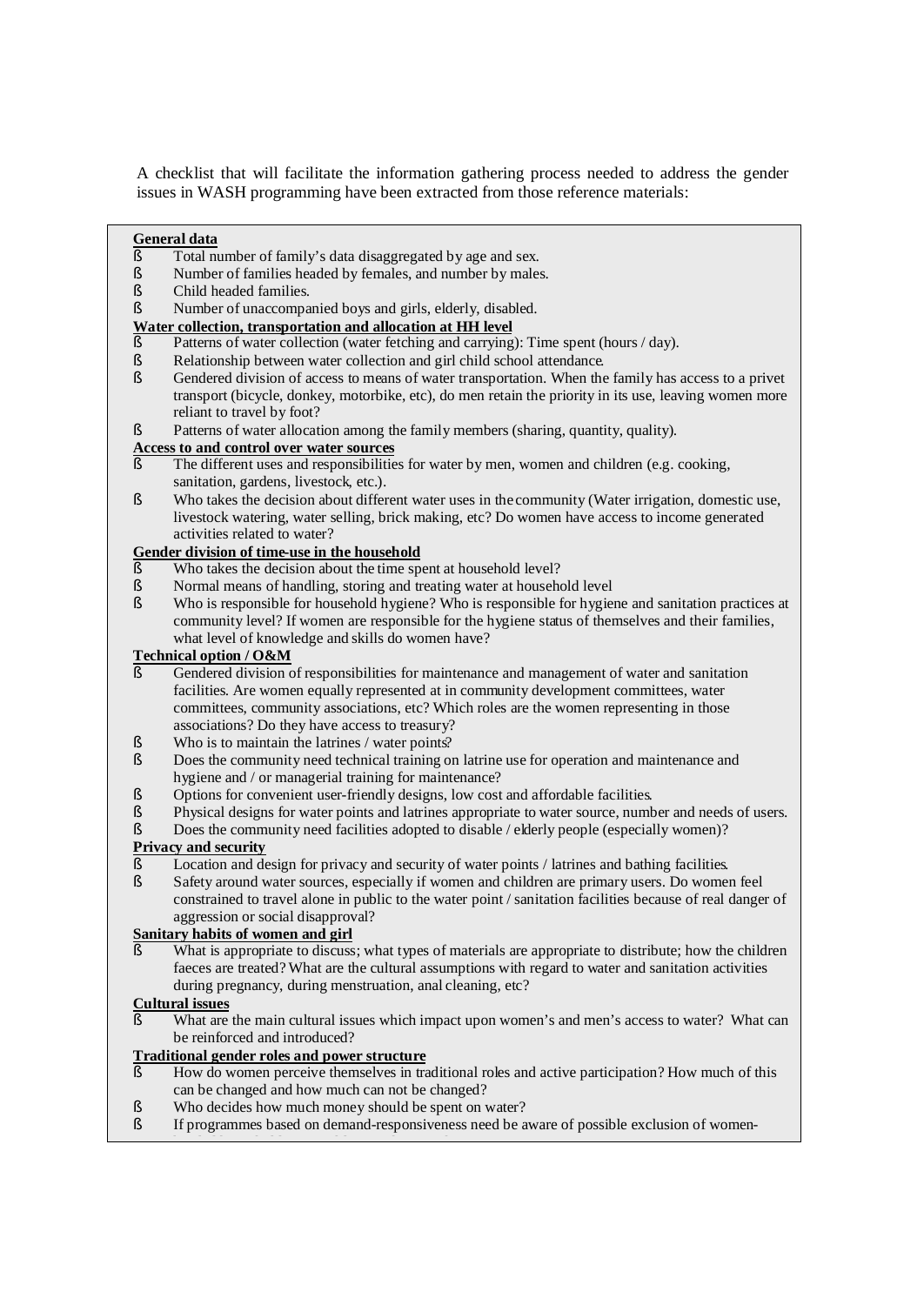A checklist that will facilitate the information gathering process needed to address the gender issues in WASH programming have been extracted from those reference materials:

**General data**

- Total number of family's data disaggregated by age and sex.
- Number of families headed by females, and number by males.
- Child headed families.
- Number of unaccompanied boys and girls, elderly, disabled.

**Water collection, transportation and allocation at HH level**

- Patterns of water collection (water fetching and carrying): Time spent (hours / day).
- Relationship between water collection and girl child school attendance.
- Gendered division of access to means of water transportation. When the family has access to a privet transport (bicycle, donkey, motorbike, etc), do men retain the priority in its use, leaving women more reliant to travel by foot?
- Patterns of water allocation among the family members (sharing, quantity, quality).

**Access to and control over water sources**

- The different uses and responsibilities for water by men, women and children (e.g. cooking, sanitation, gardens, livestock, etc.).
- Who takes the decision about different water uses in the community (Water irrigation, domestic use, livestock watering, water selling, brick making, etc? Do women have access to income generated activities related to water?

**Gender division of time-use in the household**

- Who takes the decision about the time spent at household level?
- Normal means of handling, storing and treating water at household level
- Who is responsible for household hygiene? Who is responsible for hygiene and sanitation practices at community level? If women are responsible for the hygiene status of themselves and their families, what level of knowledge and skills do women have?

**Technical option / O&M**

- Gendered division of responsibilities for maintenance and management of water and sanitation facilities. Are women equally represented at in community development committees, water committees, community associations, etc? Which roles are the women representing in those associations? Do they have access to treasury?
- Who is to maintain the latrines / water points?
- Does the community need technical training on latrine use for operation and maintenance and hygiene and / or managerial training for maintenance?
- Options for convenient user-friendly designs, low cost and affordable facilities.
- Physical designs for water points and latrines appropriate to water source, number and needs of users.
- Does the community need facilities adopted to disable / elderly people (especially women)?

**Privacy and security**

- Location and design for privacy and security of water points / latrines and bathing facilities.
- Safety around water sources, especially if women and children are primary users. Do women feel constrained to travel alone in public to the water point / sanitation facilities because of real danger of aggression or social disapproval?

**Sanitary habits of women and girl**

- What is appropriate to discuss; what types of materials are appropriate to distribute; how the children faeces are treated? What are the cultural assumptions with regard to water and sanitation activities during pregnancy, during menstruation, anal cleaning, etc?

**Cultural issues**

- What are the main cultural issues which impact upon women's and men's access to water? What can be reinforced and introduced?

**Traditional gender roles and power structure**

- How do women perceive themselves in traditional roles and active participation? How much of this can be changed and how much can not be changed?
- Who decides how much money should be spent on water?
- If programmes based on demand-responsiveness need be aware of possible exclusion of women-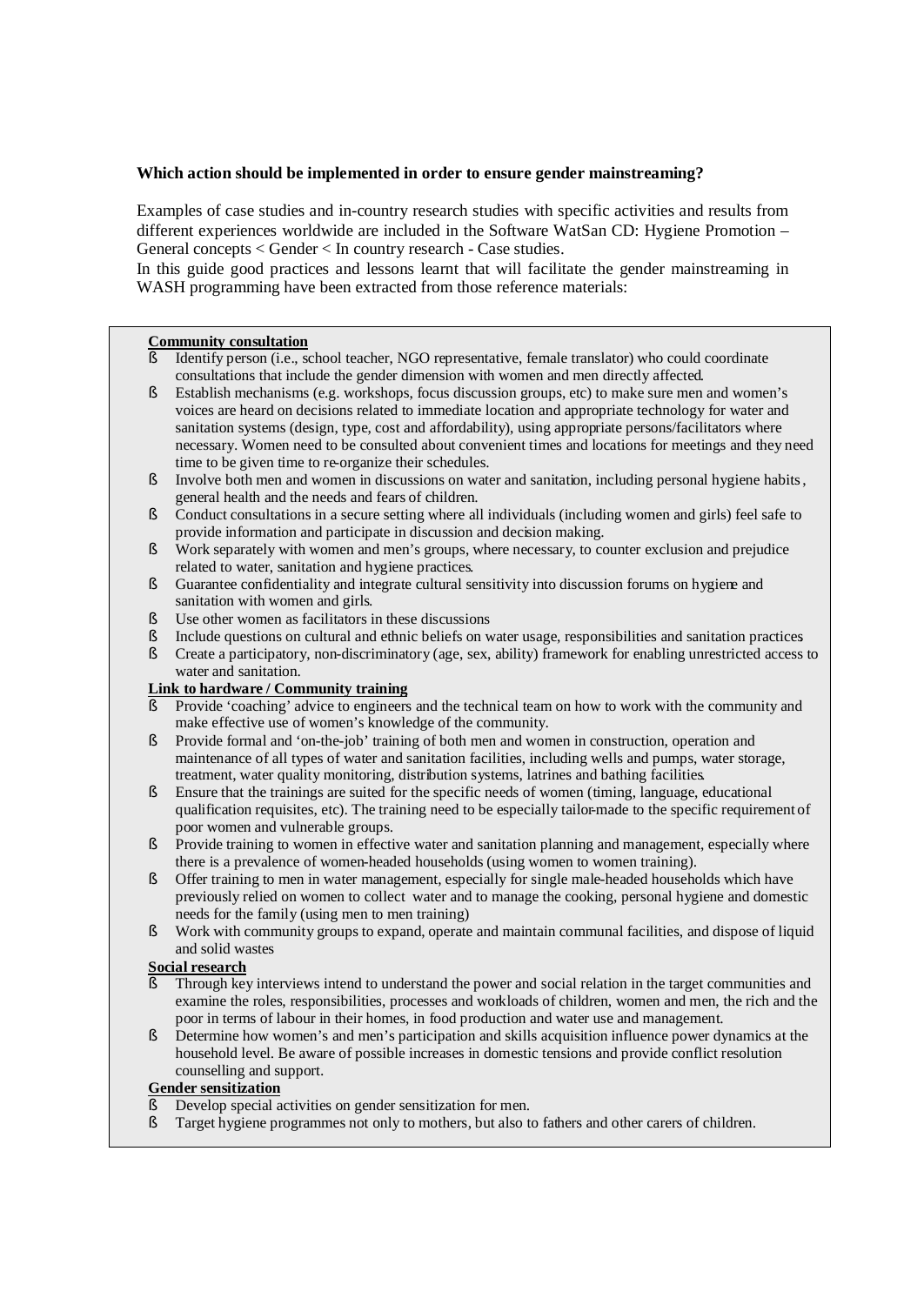**Which action should be implemented in order to ensure gender mainstreaming?**

Examples of case studies and in-country research studies with specific activities and results from different experiences worldwide are included in the Software WatSan CD: Hygiene Promotion – General concepts < Gender < In country research - Case studies.

In this guide good practices and lessons learnt that will facilitate the gender mainstreaming in WASH programming have been extracted from those reference materials:

**Community consultation**

- Identify person (i.e., school teacher, NGO representative, female translator) who could coordinate consultations that include the gender dimension with women and men directly affected.
- Establish mechanisms (e.g. workshops, focus discussion groups, etc) to make sure men and women's voices are heard on decisions related to immediate location and appropriate technology for water and sanitation systems (design, type, cost and affordability), using appropriate persons/facilitators where necessary. Women need to be consulted about convenient times and locations for meetings and they need time to be given time to re-organize their schedules.
- Involve both men and women in discussions on water and sanitation, including personal hygiene habits, general health and the needs and fears of children.
- Conduct consultations in a secure setting where all individuals (including women and girls) feel safe to provide information and participate in discussion and decision making.
- Work separately with women and men's groups, where necessary, to counter exclusion and prejudice related to water, sanitation and hygiene practices.
- Guarantee confidentiality and integrate cultural sensitivity into discussion forums on hygiene and sanitation with women and girls.
- Use other women as facilitators in these discussions
- Include questions on cultural and ethnic beliefs on water usage, responsibilities and sanitation practices
- Create a participatory, non-discriminatory (age, sex, ability) framework for enabling unrestricted access to water and sanitation.

**Link to hardware / Community training**

- Provide 'coaching' advice to engineers and the technical team on how to work with the community and make effective use of women's knowledge of the community.
- Provide formal and 'on-the-job' training of both men and women in construction, operation and maintenance of all types of water and sanitation facilities, including wells and pumps, water storage, treatment, water quality monitoring, distribution systems, latrines and bathing facilities.
- Ensure that the trainings are suited for the specific needs of women (timing, language, educational qualification requisites, etc). The training need to be especially tailor-made to the specific requirement of poor women and vulnerable groups.
- Provide training to women in effective water and sanitation planning and management, especially where there is a prevalence of women-headed households (using women to women training).
- Offer training to men in water management, especially for single male-headed households which have previously relied on women to collect water and to manage the cooking, personal hygiene and domestic needs for the family (using men to men training)
- Work with community groups to expand, operate and maintain communal facilities, and dispose of liquid and solid wastes

**Social research**

- Through key interviews intend to understand the power and social relation in the target communities and examine the roles, responsibilities, processes and workloads of children, women and men, the rich and the poor in terms of labour in their homes, in food production and water use and management.
- Determine how women's and men's participation and skills acquisition influence power dynamics at the household level. Be aware of possible increases in domestic tensions and provide conflict resolution counselling and support.

**Gender sensitization**

- Develop special activities on gender sensitization for men.
- Target hygiene programmes not only to mothers, but also to fathers and other carers of children.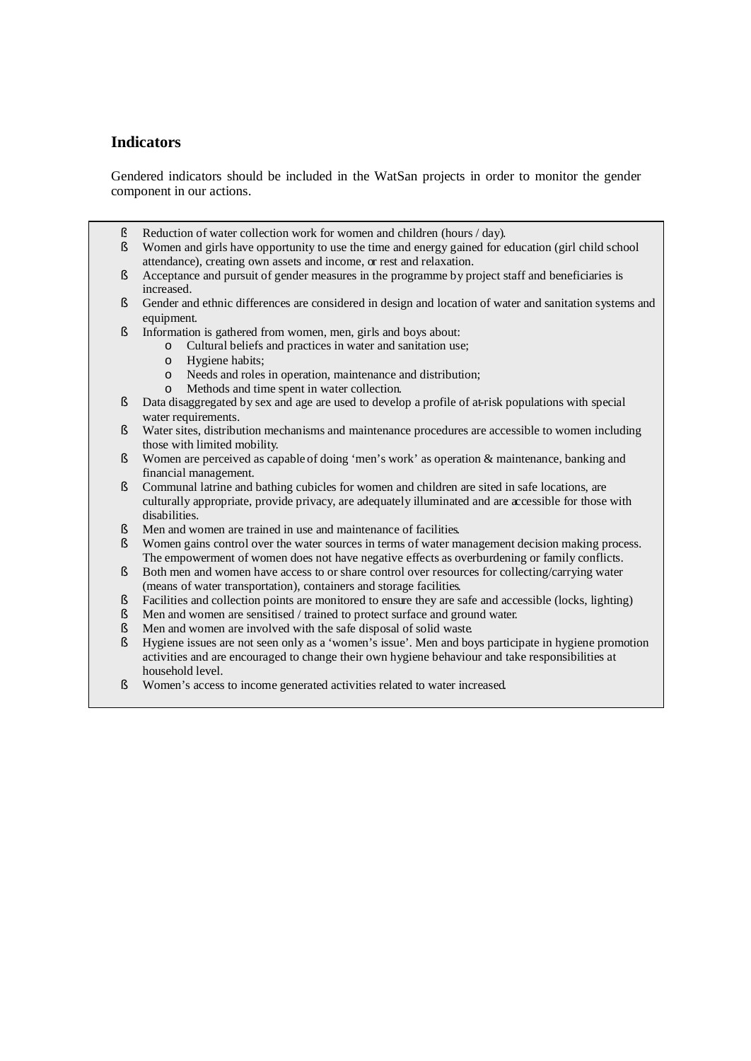## Indicators

Gendered indicators should be included in the WatSan projects in order to monitor the gender component in our actions.

- Reduction of water collection work for women and children (hours / day).
- Women and girls have opportunity to use the time and energy gained for education (girl child school attendance), creating own assets and income, or rest and relaxation.
- Acceptance and pursuit of gender measures in the programme by project staff and beneficiaries is increased.
- Gender and ethnic differences are considered in design and location of water and sanitation systems and equipment.
- Information is gathered from women, men, girls and boys about:
  - Cultural beliefs and practices in water and sanitation use;
  - Hygiene habits;
  - Needs and roles in operation, maintenance and distribution;
  - Methods and time spent in water collection.
- Data disaggregated by sex and age are used to develop a profile of at-risk populations with special water requirements.
- Water sites, distribution mechanisms and maintenance procedures are accessible to women including those with limited mobility.
- Women are perceived as capable of doing 'men's work' as operation & maintenance, banking and financial management.
- Communal latrine and bathing cubicles for women and children are sited in safe locations, are culturally appropriate, provide privacy, are adequately illuminated and are accessible for those with disabilities.
- Men and women are trained in use and maintenance of facilities.
- Women gains control over the water sources in terms of water management decision making process. The empowerment of women does not have negative effects as overburdening or family conflicts.
- Both men and women have access to or share control over resources for collecting/carrying water (means of water transportation), containers and storage facilities.
- Facilities and collection points are monitored to ensure they are safe and accessible (locks, lighting)
- Men and women are sensitised / trained to protect surface and ground water.
- Men and women are involved with the safe disposal of solid waste.
- Hygiene issues are not seen only as a 'women's issue'. Men and boys participate in hygiene promotion activities and are encouraged to change their own hygiene behaviour and take responsibilities at household level.
- Women's access to income generated activities related to water increased.